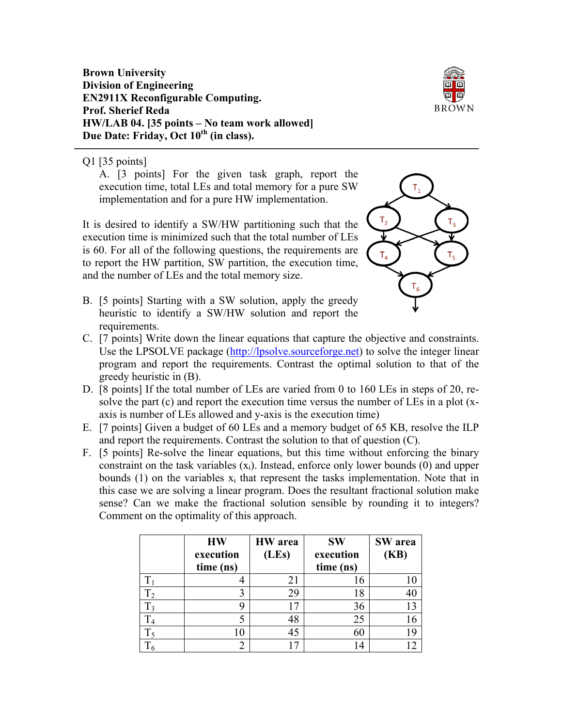**Brown University**
**Division of Engineering**
**EN2911X Reconfigurable Computing.**
**Prof. Sherief Reda**
**HW/LAB 04. [35 points – No team work allowed]**
**Due Date: Friday, Oct 10th (in class).**

---

Q1 [35 points]

A. [3 points] For the given task graph, report the execution time, total LEs and total memory for a pure SW implementation and for a pure HW implementation.

It is desired to identify a SW/HW partitioning such that the execution time is minimized such that the total number of LEs is 60. For all of the following questions, the requirements are to report the HW partition, SW partition, the execution time, and the number of LEs and the total memory size.

B. [5 points] Starting with a SW solution, apply the greedy heuristic to identify a SW/HW solution and report the requirements.

C. [7 points] Write down the linear equations that capture the objective and constraints. Use the LPSOLVE package (http://lpsolve.sourceforge.net) to solve the integer linear program and report the requirements. Contrast the optimal solution to that of the greedy heuristic in (B).

D. [8 points] If the total number of LEs are varied from 0 to 160 LEs in steps of 20, re-solve the part (c) and report the execution time versus the number of LEs in a plot (x-axis is number of LEs allowed and y-axis is the execution time)

E. [7 points] Given a budget of 60 LEs and a memory budget of 65 KB, resolve the ILP and report the requirements. Contrast the solution to that of question (C).

F. [5 points] Re-solve the linear equations, but this time without enforcing the binary constraint on the task variables ($x_i$). Instead, enforce only lower bounds (0) and upper bounds (1) on the variables $x_i$ that represent the tasks implementation. Note that in this case we are solving a linear program. Does the resultant fractional solution make sense? Can we make the fractional solution sensible by rounding it to integers? Comment on the optimality of this approach.

| | HW execution time (ns) | HW area (LEs) | SW execution time (ns) | SW area (KB) |
|---|---|---|---|---|
| $T_1$ | 4 | 21 | 16 | 10 |
| $T_2$ | 3 | 29 | 18 | 40 |
| $T_3$ | 9 | 17 | 36 | 13 |
| $T_4$ | 5 | 48 | 25 | 16 |
| $T_5$ | 10 | 45 | 60 | 19 |
| $T_6$ | 2 | 17 | 14 | 12 |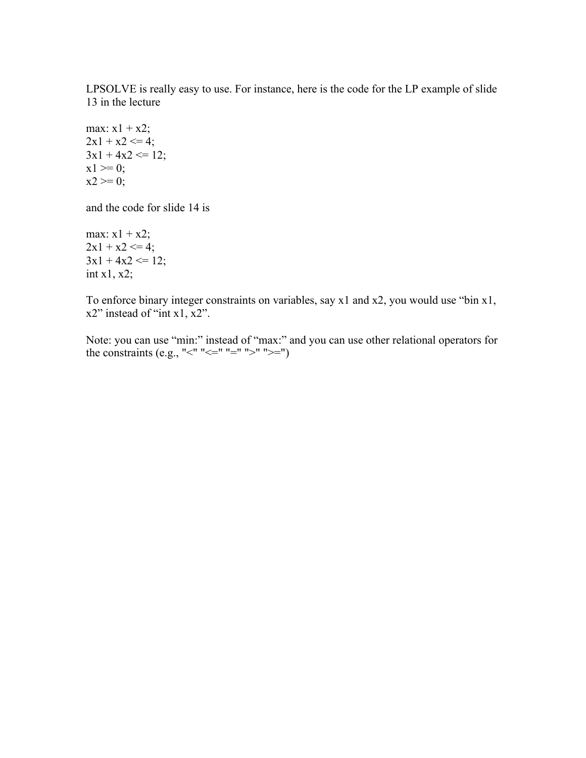LPSOLVE is really easy to use. For instance, here is the code for the LP example of slide 13 in the lecture

```
max: x1 + x2;
2x1 + x2 <= 4;
3x1 + 4x2 <= 12;
x1 >= 0;
x2 >= 0;
```

and the code for slide 14 is

```
max: x1 + x2;
2x1 + x2 <= 4;
3x1 + 4x2 <= 12;
int x1, x2;
```

To enforce binary integer constraints on variables, say x1 and x2, you would use "bin x1, x2" instead of "int x1, x2".

Note: you can use "min:" instead of "max:" and you can use other relational operators for the constraints (e.g., "<" "<=" "=" ">" ">=")